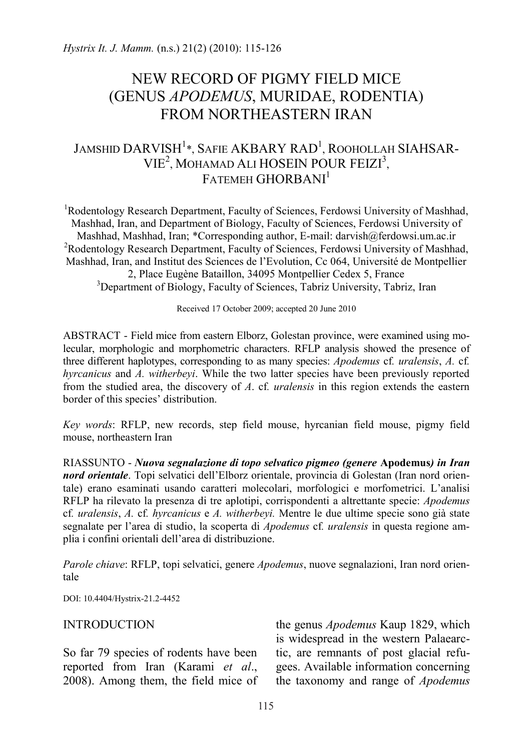# NEW RECORD OF PIGMY FIELD MICE (GENUS *APODEMUS*, MURIDAE, RODENTIA) FROM NORTHEASTERN IRAN

JAMSHID DARVISH[1]*, SAFIE AKBARY RAD[1], ROOHOLLAH SIAHSAR-VIE[2], MOHAMAD ALI HOSEIN POUR FEIZI[3], FATEMEH GHORBANI[1]

[1]Rodentology Research Department, Faculty of Sciences, Ferdowsi University of Mashhad, Mashhad, Iran, and Department of Biology, Faculty of Sciences, Ferdowsi University of Mashhad, Mashhad, Iran; *Corresponding author, E-mail: darvish@ferdowsi.um.ac.ir
[2]Rodentology Research Department, Faculty of Sciences, Ferdowsi University of Mashhad, Mashhad, Iran, and Institut des Sciences de l'Evolution, Cc 064, Université de Montpellier 2, Place Eugène Bataillon, 34095 Montpellier Cedex 5, France
[3]Department of Biology, Faculty of Sciences, Tabriz University, Tabriz, Iran

Received 17 October 2009; accepted 20 June 2010

ABSTRACT - Field mice from eastern Elborz, Golestan province, were examined using molecular, morphologic and morphometric characters. RFLP analysis showed the presence of three different haplotypes, corresponding to as many species: *Apodemus* cf. *uralensis*, *A.* cf. *hyrcanicus* and *A. witherbeyi*. While the two latter species have been previously reported from the studied area, the discovery of *A*. cf. *uralensis* in this region extends the eastern border of this species' distribution.

*Key words*: RFLP, new records, step field mouse, hyrcanian field mouse, pigmy field mouse, northeastern Iran

RIASSUNTO - ***Nuova segnalazione di topo selvatico pigmeo (genere* Apodemus*) in Iran nord orientale***. Topi selvatici dell'Elborz orientale, provincia di Golestan (Iran nord orientale) erano esaminati usando caratteri molecolari, morfologici e morfometrici. L'analisi RFLP ha rilevato la presenza di tre aplotipi, corrispondenti a altrettante specie: *Apodemus* cf. *uralensis*, *A.* cf. *hyrcanicus* e *A. witherbeyi.* Mentre le due ultime specie sono già state segnalate per l'area di studio, la scoperta di *Apodemus* cf. *uralensis* in questa regione amplia i confini orientali dell'area di distribuzione.

*Parole chiave*: RFLP, topi selvatici, genere *Apodemus*, nuove segnalazioni, Iran nord orientale

DOI: 10.4404/Hystrix-21.2-4452

## INTRODUCTION

So far 79 species of rodents have been reported from Iran (Karami *et al*., 2008). Among them, the field mice of the genus *Apodemus* Kaup 1829, which is widespread in the western Palaearctic, are remnants of post glacial refugees. Available information concerning the taxonomy and range of *Apodemus*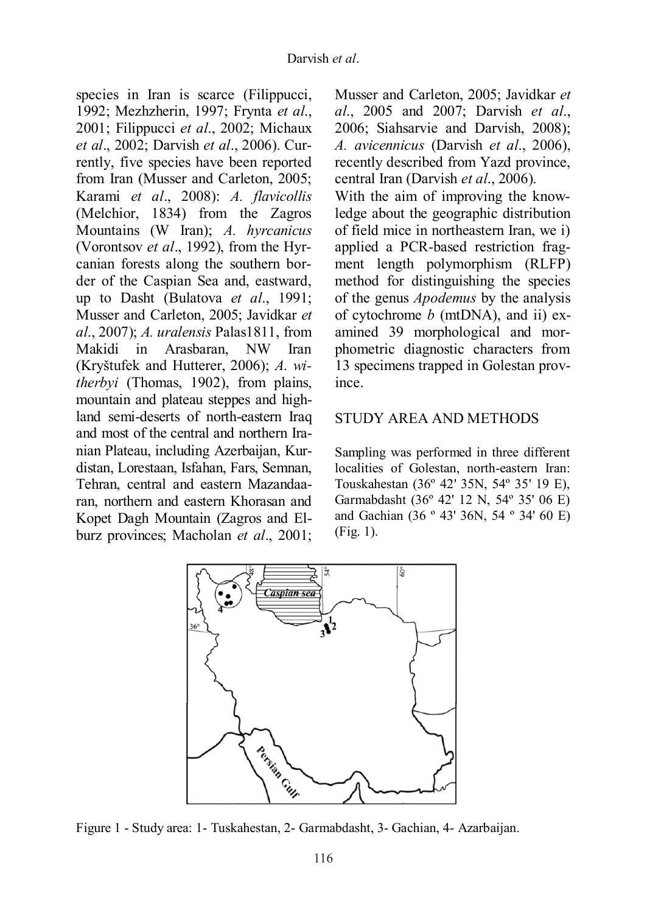species in Iran is scarce (Filippucci, 1992; Mezhzherin, 1997; Frynta *et al*., 2001; Filippucci *et al*., 2002; Michaux *et al*., 2002; Darvish *et al*., 2006). Currently, five species have been reported from Iran (Musser and Carleton, 2005; Karami *et al*., 2008): *A. flavicollis* (Melchior, 1834) from the Zagros Mountains (W Iran); *A. hyrcanicus* (Vorontsov *et al*., 1992), from the Hyrcanian forests along the southern border of the Caspian Sea and, eastward, up to Dasht (Bulatova *et al*., 1991; Musser and Carleton, 2005; Javidkar *et al*., 2007); *A. uralensis* Palas1811, from Makidi in Arasbaran, NW Iran (Kryštufek and Hutterer, 2006); *A. witherbyi* (Thomas, 1902), from plains, mountain and plateau steppes and highland semi-deserts of north-eastern Iraq and most of the central and northern Iranian Plateau, including Azerbaijan, Kurdistan, Lorestaan, Isfahan, Fars, Semnan, Tehran, central and eastern Mazandaaran, northern and eastern Khorasan and Kopet Dagh Mountain (Zagros and Elburz provinces; Macholan *et al*., 2001; Musser and Carleton, 2005; Javidkar *et al*., 2005 and 2007; Darvish *et al*., 2006; Siahsarvie and Darvish, 2008); *A. avicennicus* (Darvish *et al*., 2006), recently described from Yazd province, central Iran (Darvish *et al*., 2006).

With the aim of improving the knowledge about the geographic distribution of field mice in northeastern Iran, we i) applied a PCR-based restriction fragment length polymorphism (RLFP) method for distinguishing the species of the genus *Apodemus* by the analysis of cytochrome *b* (mtDNA), and ii) examined 39 morphological and morphometric diagnostic characters from 13 specimens trapped in Golestan province.

## STUDY AREA AND METHODS

Sampling was performed in three different localities of Golestan, north-eastern Iran: Touskahestan (36º 42' 35N, 54º 35' 19 E), Garmabdasht (36º 42' 12 N, 54º 35' 06 E) and Gachian (36 º 43' 36N, 54 º 34' 60 E) (Fig. 1).

Figure 1 - Study area: 1- Tuskahestan, 2- Garmabdasht, 3- Gachian, 4- Azarbaijan.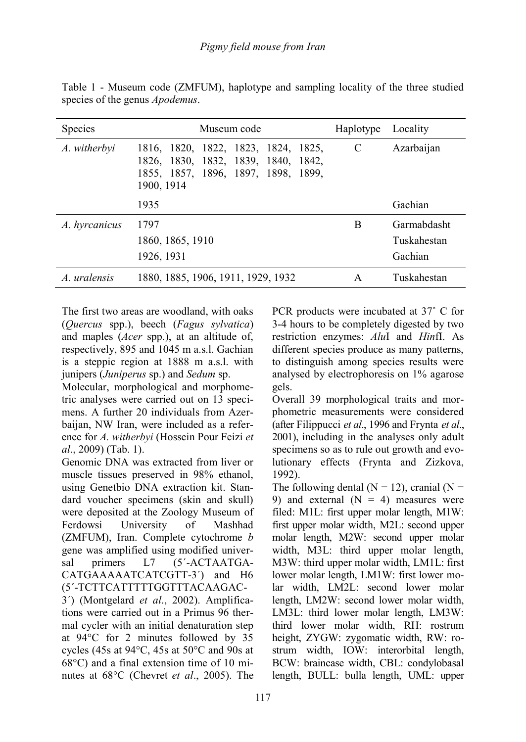Table 1 - Museum code (ZMFUM), haplotype and sampling locality of the three studied species of the genus *Apodemus*.

| Species | Museum code | Haplotype | Locality |
|---|---|---|---|
| *A. witherbyi* | 1816, 1820, 1822, 1823, 1824, 1825, 1826, 1830, 1832, 1839, 1840, 1842, 1855, 1857, 1896, 1897, 1898, 1899, 1900, 1914 | C | Azarbaijan |
| | 1935 | | Gachian |
| *A. hyrcanicus* | 1797 | B | Garmabdasht |
| | 1860, 1865, 1910 | | Tuskahestan |
| | 1926, 1931 | | Gachian |
| *A. uralensis* | 1880, 1885, 1906, 1911, 1929, 1932 | A | Tuskahestan |

The first two areas are woodland, with oaks (*Quercus* spp.), beech (*Fagus sylvatica*) and maples (*Acer* spp.), at an altitude of, respectively, 895 and 1045 m a.s.l. Gachian is a steppic region at 1888 m a.s.l. with junipers (*Juniperus* sp.) and *Sedum* sp.

Molecular, morphological and morphometric analyses were carried out on 13 specimens. A further 20 individuals from Azerbaijan, NW Iran, were included as a reference for *A. witherbyi* (Hossein Pour Feizi *et al*., 2009) (Tab. 1).

Genomic DNA was extracted from liver or muscle tissues preserved in 98% ethanol, using Genetbio DNA extraction kit. Standard voucher specimens (skin and skull) were deposited at the Zoology Museum of Ferdowsi University of Mashhad (ZMFUM), Iran. Complete cytochrome *b* gene was amplified using modified universal primers L7 (5´-ACTAATGACATGAAAAATCATCGTT-3´) and H6 (5´-TCTTCATTTTTGGTTTACAAGAC-3´) (Montgelard *et al*., 2002). Amplifications were carried out in a Primus 96 thermal cycler with an initial denaturation step at 94°C for 2 minutes followed by 35 cycles (45s at 94°C, 45s at 50°C and 90s at 68°C) and a final extension time of 10 minutes at 68°C (Chevret *et al*., 2005). The PCR products were incubated at 37° C for 3-4 hours to be completely digested by two restriction enzymes: *Alu*I and *Hin*fI. As different species produce as many patterns, to distinguish among species results were analysed by electrophoresis on 1% agarose gels.

Overall 39 morphological traits and morphometric measurements were considered (after Filippucci *et al*., 1996 and Frynta *et al*., 2001), including in the analyses only adult specimens so as to rule out growth and evolutionary effects (Frynta and Zizkova, 1992).

The following dental (N = 12), cranial (N = 9) and external (N = 4) measures were filed: M1L: first upper molar length, M1W: first upper molar width, M2L: second upper molar length, M2W: second upper molar width, M3L: third upper molar length, M3W: third upper molar width, LM1L: first lower molar length, LM1W: first lower molar width, LM2L: second lower molar length, LM2W: second lower molar width, LM3L: third lower molar length, LM3W: third lower molar width, RH: rostrum height, ZYGW: zygomatic width, RW: rostrum width, IOW: interorbital length, BCW: braincase width, CBL: condylobasal length, BULL: bulla length, UML: upper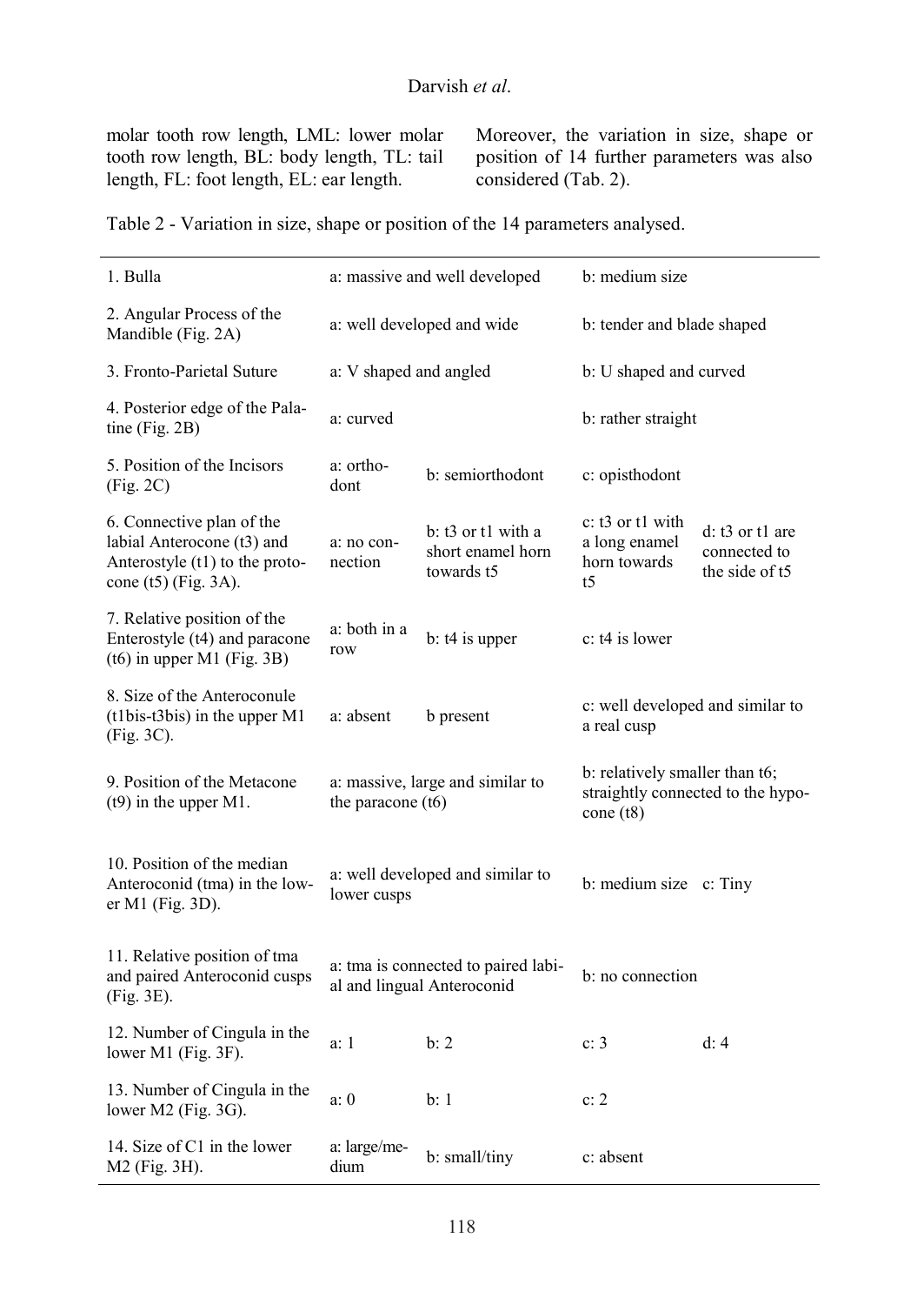molar tooth row length, LML: lower molar tooth row length, BL: body length, TL: tail length, FL: foot length, EL: ear length.

Moreover, the variation in size, shape or position of 14 further parameters was also considered (Tab. 2).

Table 2 - Variation in size, shape or position of the 14 parameters analysed.

| | | | | |
|---|---|---|---|---|
| 1. Bulla | a: massive and well developed | | b: medium size | |
| 2. Angular Process of the Mandible (Fig. 2A) | a: well developed and wide | | b: tender and blade shaped | |
| 3. Fronto-Parietal Suture | a: V shaped and angled | | b: U shaped and curved | |
| 4. Posterior edge of the Palatine (Fig. 2B) | a: curved | | b: rather straight | |
| 5. Position of the Incisors (Fig. 2C) | a: orthodont | b: semiorthodont | c: opisthodont | |
| 6. Connective plan of the labial Anterocone (t3) and Anterostyle (t1) to the protocone (t5) (Fig. 3A). | a: no connection | b: t3 or t1 with a short enamel horn towards t5 | c: t3 or t1 with a long enamel horn towards t5 | d: t3 or t1 are connected to the side of t5 |
| 7. Relative position of the Enterostyle (t4) and paracone (t6) in upper M1 (Fig. 3B) | a: both in a row | b: t4 is upper | c: t4 is lower | |
| 8. Size of the Anteroconule (t1bis-t3bis) in the upper M1 (Fig. 3C). | a: absent | b present | c: well developed and similar to a real cusp | |
| 9. Position of the Metacone (t9) in the upper M1. | a: massive, large and similar to the paracone (t6) | | b: relatively smaller than t6; straightly connected to the hypocone (t8) | |
| 10. Position of the median Anteroconid (tma) in the lower M1 (Fig. 3D). | a: well developed and similar to lower cusps | | b: medium size | c: Tiny |
| 11. Relative position of tma and paired Anteroconid cusps (Fig. 3E). | a: tma is connected to paired labial and lingual Anteroconid | | b: no connection | |
| 12. Number of Cingula in the lower M1 (Fig. 3F). | a: 1 | b: 2 | c: 3 | d: 4 |
| 13. Number of Cingula in the lower M2 (Fig. 3G). | a: 0 | b: 1 | c: 2 | |
| 14. Size of C1 in the lower M2 (Fig. 3H). | a: large/medium | b: small/tiny | c: absent | |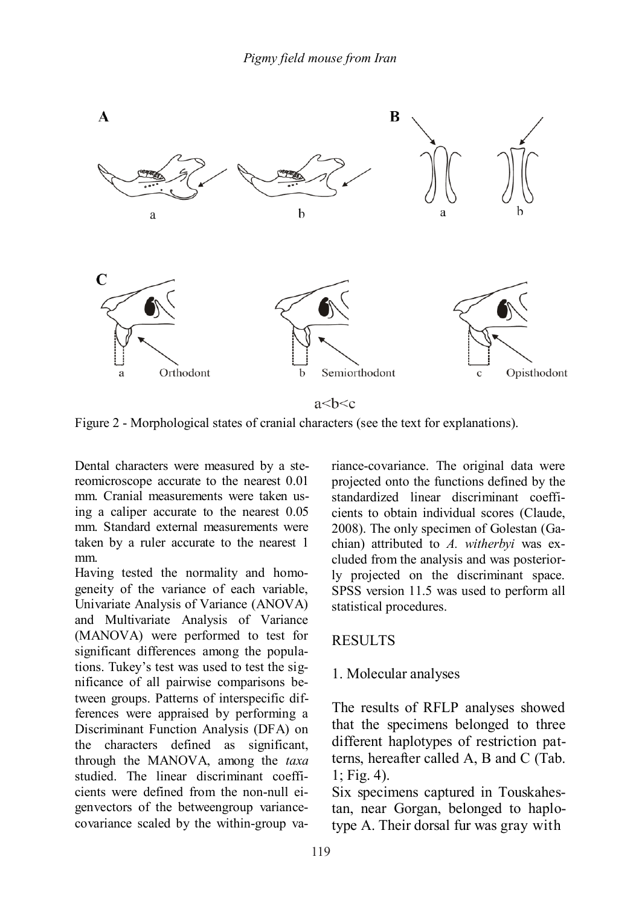A

a

b

B

a

b

C

a Orthodont

b Semiorthodont

c Opisthodont

a<b<c

Figure 2 - Morphological states of cranial characters (see the text for explanations).

Dental characters were measured by a stereomicroscope accurate to the nearest 0.01 mm. Cranial measurements were taken using a caliper accurate to the nearest 0.05 mm. Standard external measurements were taken by a ruler accurate to the nearest 1 mm.

Having tested the normality and homogeneity of the variance of each variable, Univariate Analysis of Variance (ANOVA) and Multivariate Analysis of Variance (MANOVA) were performed to test for significant differences among the populations. Tukey's test was used to test the significance of all pairwise comparisons between groups. Patterns of interspecific differences were appraised by performing a Discriminant Function Analysis (DFA) on the characters defined as significant, through the MANOVA, among the *taxa* studied. The linear discriminant coefficients were defined from the non-null eigenvectors of the betweengroup variance-covariance scaled by the within-group variance-covariance. The original data were projected onto the functions defined by the standardized linear discriminant coefficients to obtain individual scores (Claude, 2008). The only specimen of Golestan (Gachian) attributed to *A. witherbyi* was excluded from the analysis and was posteriorly projected on the discriminant space. SPSS version 11.5 was used to perform all statistical procedures.

## RESULTS

### 1. Molecular analyses

The results of RFLP analyses showed that the specimens belonged to three different haplotypes of restriction patterns, hereafter called A, B and C (Tab. 1; Fig. 4).

Six specimens captured in Touskahestan, near Gorgan, belonged to haplotype A. Their dorsal fur was gray with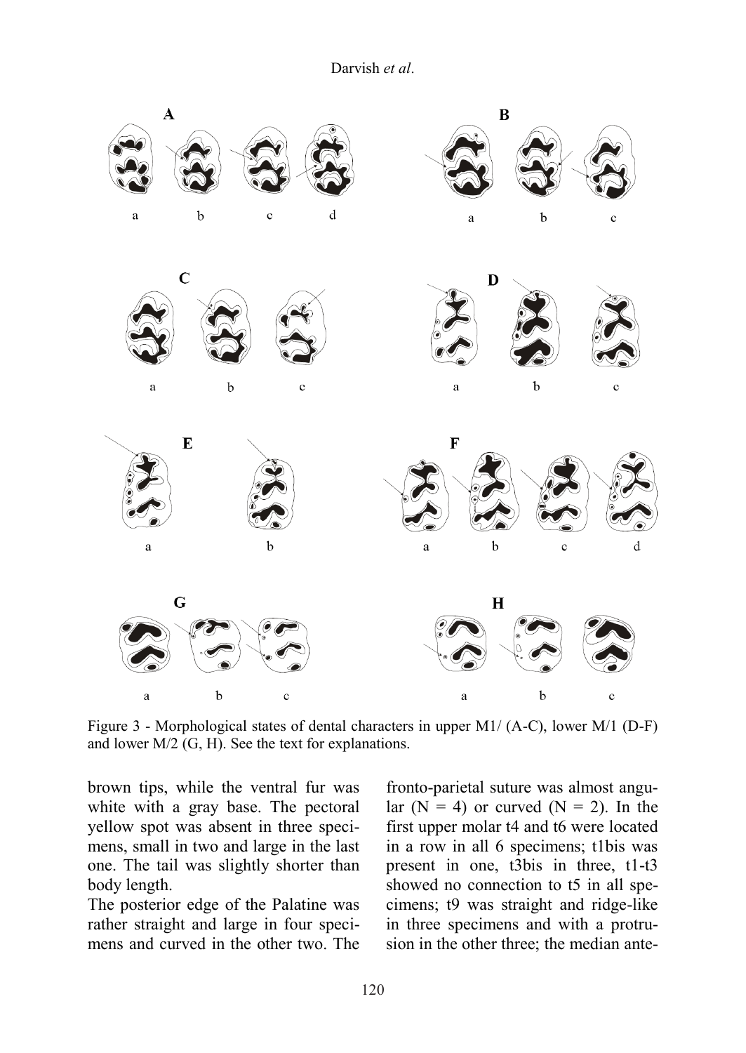Figure 3 - Morphological states of dental characters in upper M1/ (A-C), lower M/1 (D-F) and lower M/2 (G, H). See the text for explanations.

brown tips, while the ventral fur was white with a gray base. The pectoral yellow spot was absent in three specimens, small in two and large in the last one. The tail was slightly shorter than body length.

The posterior edge of the Palatine was rather straight and large in four specimens and curved in the other two. The fronto-parietal suture was almost angular (N = 4) or curved (N = 2). In the first upper molar t4 and t6 were located in a row in all 6 specimens; t1bis was present in one, t3bis in three, t1-t3 showed no connection to t5 in all specimens; t9 was straight and ridge-like in three specimens and with a protrusion in the other three; the median ante-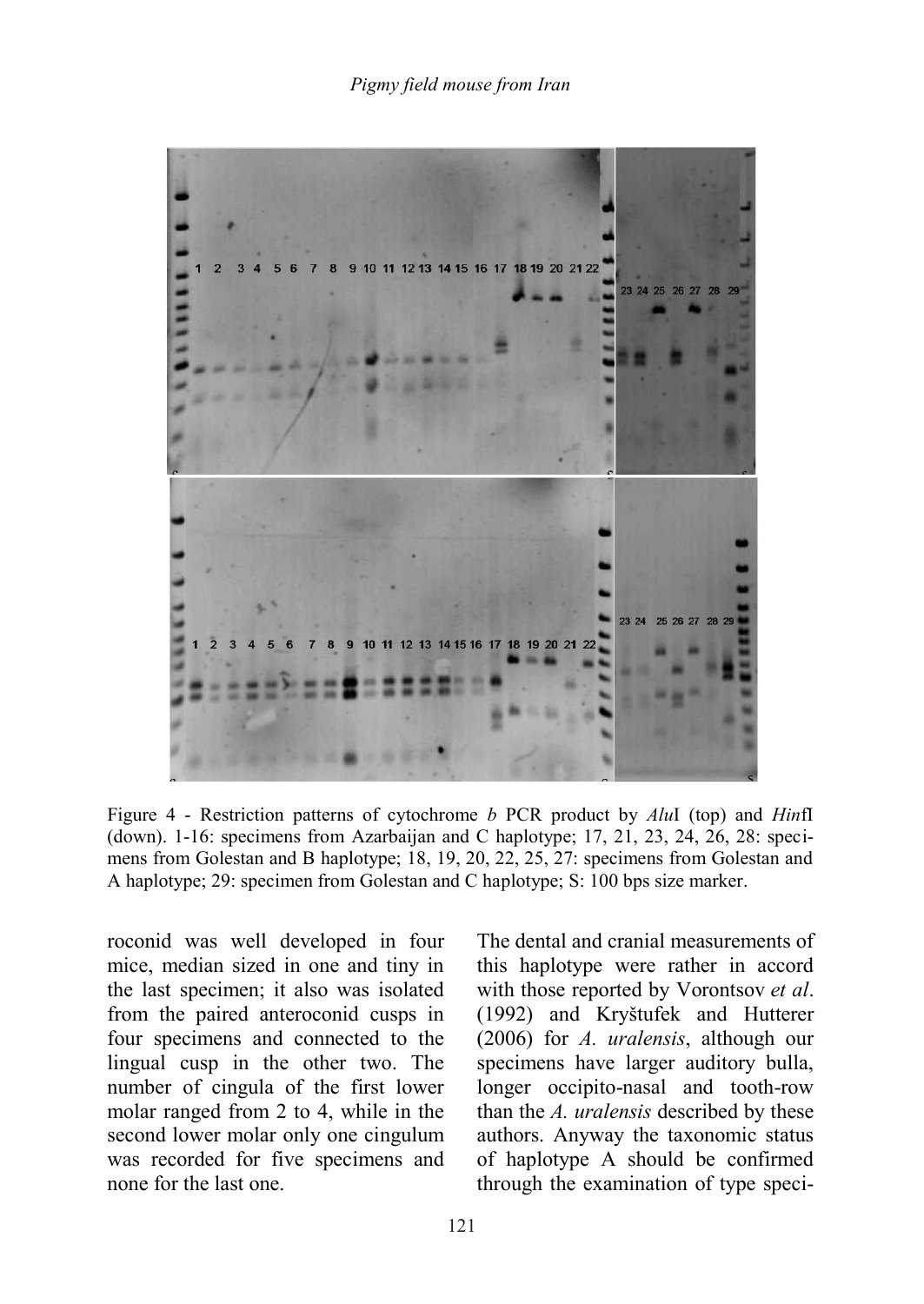Figure 4 - Restriction patterns of cytochrome *b* PCR product by *Alu*I (top) and *Hin*fI (down). 1-16: specimens from Azarbaijan and C haplotype; 17, 21, 23, 24, 26, 28: specimens from Golestan and B haplotype; 18, 19, 20, 22, 25, 27: specimens from Golestan and A haplotype; 29: specimen from Golestan and C haplotype; S: 100 bps size marker.

roconid was well developed in four mice, median sized in one and tiny in the last specimen; it also was isolated from the paired anteroconid cusps in four specimens and connected to the lingual cusp in the other two. The number of cingula of the first lower molar ranged from 2 to 4, while in the second lower molar only one cingulum was recorded for five specimens and none for the last one.

The dental and cranial measurements of this haplotype were rather in accord with those reported by Vorontsov *et al*. (1992) and Kryštufek and Hutterer (2006) for *A. uralensis*, although our specimens have larger auditory bulla, longer occipito-nasal and tooth-row than the *A. uralensis* described by these authors. Anyway the taxonomic status of haplotype A should be confirmed through the examination of type speci-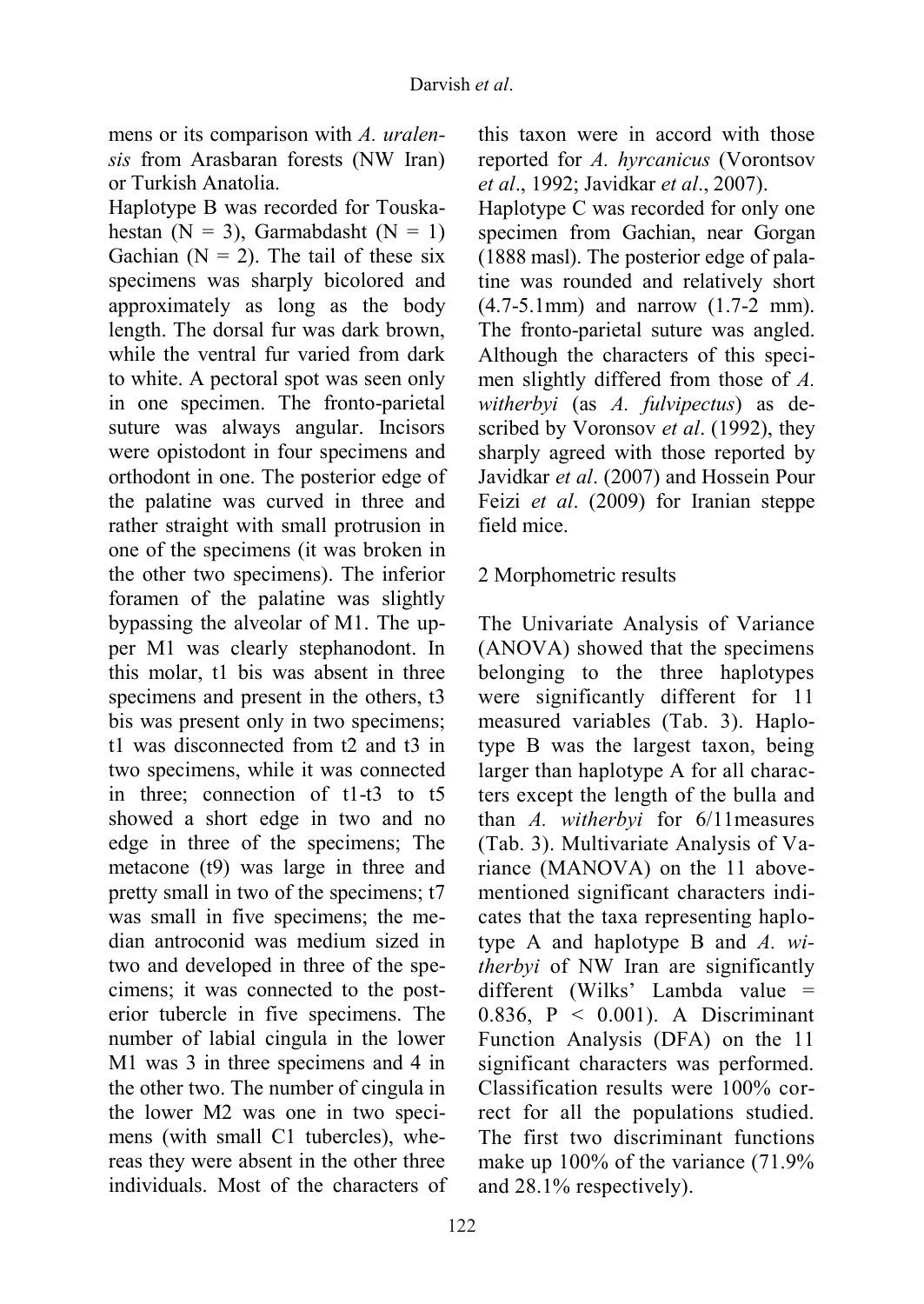mens or its comparison with *A. uralensis* from Arasbaran forests (NW Iran) or Turkish Anatolia.

Haplotype B was recorded for Touskahestan (N = 3), Garmabdasht (N = 1) Gachian (N = 2). The tail of these six specimens was sharply bicolored and approximately as long as the body length. The dorsal fur was dark brown, while the ventral fur varied from dark to white. A pectoral spot was seen only in one specimen. The fronto-parietal suture was always angular. Incisors were opistodont in four specimens and orthodont in one. The posterior edge of the palatine was curved in three and rather straight with small protrusion in one of the specimens (it was broken in the other two specimens). The inferior foramen of the palatine was slightly bypassing the alveolar of M1. The upper M1 was clearly stephanodont. In this molar, t1 bis was absent in three specimens and present in the others, t3 bis was present only in two specimens; t1 was disconnected from t2 and t3 in two specimens, while it was connected in three; connection of t1-t3 to t5 showed a short edge in two and no edge in three of the specimens; The metacone (t9) was large in three and pretty small in two of the specimens; t7 was small in five specimens; the median antroconid was medium sized in two and developed in three of the specimens; it was connected to the posterior tubercle in five specimens. The number of labial cingula in the lower M1 was 3 in three specimens and 4 in the other two. The number of cingula in the lower M2 was one in two specimens (with small C1 tubercles), whereas they were absent in the other three individuals. Most of the characters of this taxon were in accord with those reported for *A. hyrcanicus* (Vorontsov *et al*., 1992; Javidkar *et al*., 2007).

Haplotype C was recorded for only one specimen from Gachian, near Gorgan (1888 masl). The posterior edge of palatine was rounded and relatively short (4.7-5.1mm) and narrow (1.7-2 mm). The fronto-parietal suture was angled. Although the characters of this specimen slightly differed from those of *A. witherbyi* (as *A. fulvipectus*) as described by Voronsov *et al*. (1992), they sharply agreed with those reported by Javidkar *et al*. (2007) and Hossein Pour Feizi *et al*. (2009) for Iranian steppe field mice.

## 2 Morphometric results

The Univariate Analysis of Variance (ANOVA) showed that the specimens belonging to the three haplotypes were significantly different for 11 measured variables (Tab. 3). Haplotype B was the largest taxon, being larger than haplotype A for all characters except the length of the bulla and than *A. witherbyi* for 6/11measures (Tab. 3). Multivariate Analysis of Variance (MANOVA) on the 11 above-mentioned significant characters indicates that the taxa representing haplotype A and haplotype B and *A. witherbyi* of NW Iran are significantly different (Wilks' Lambda value = 0.836, $P < 0.001$). A Discriminant Function Analysis (DFA) on the 11 significant characters was performed. Classification results were 100% correct for all the populations studied. The first two discriminant functions make up 100% of the variance (71.9% and 28.1% respectively).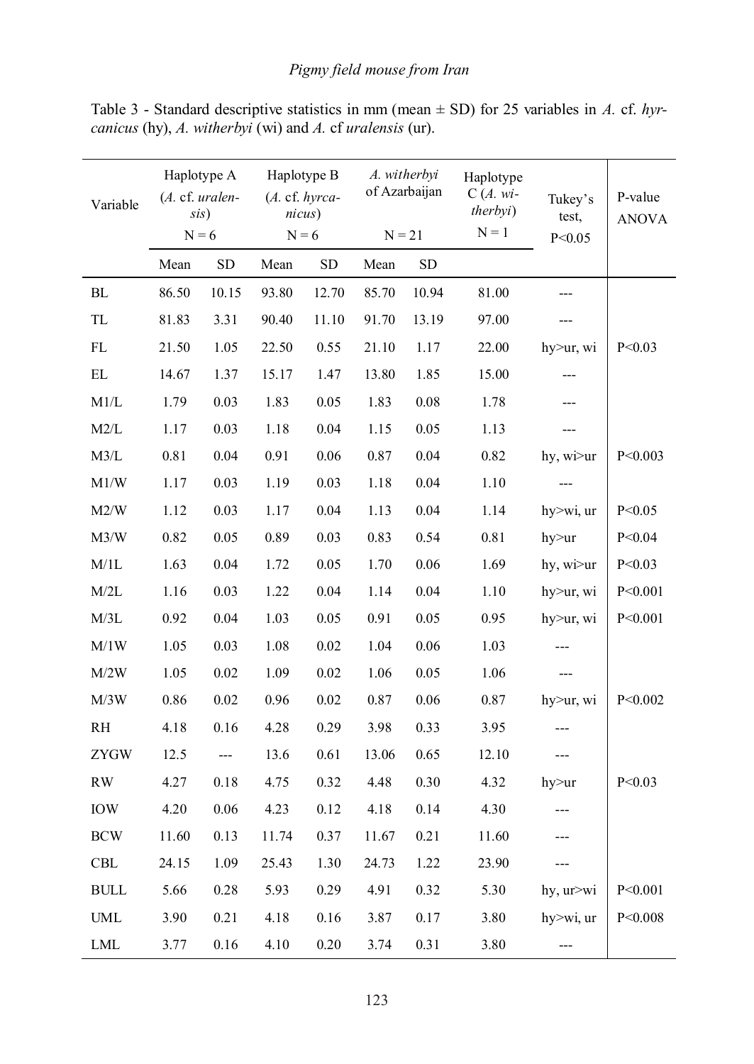Table 3 - Standard descriptive statistics in mm (mean ± SD) for 25 variables in *A.* cf. *hyrcanicus* (hy), *A. witherbyi* (wi) and *A.* cf *uralensis* (ur).

| Variable | Haplotype A (*A.* cf. *uralensis*) N = 6 | | Haplotype B (*A.* cf. *hyrcanicus*) N = 6 | | *A. witherbyi* of Azarbaijan N = 21 | | Haplotype C (*A. witherbyi*) N = 1 | Tukey's test, P<0.05 | P-value ANOVA |
|---|---|---|---|---|---|---|---|---|---|
| | Mean | SD | Mean | SD | Mean | SD | | | |
| BL | 86.50 | 10.15 | 93.80 | 12.70 | 85.70 | 10.94 | 81.00 | --- | |
| TL | 81.83 | 3.31 | 90.40 | 11.10 | 91.70 | 13.19 | 97.00 | --- | |
| FL | 21.50 | 1.05 | 22.50 | 0.55 | 21.10 | 1.17 | 22.00 | hy>ur, wi | P<0.03 |
| EL | 14.67 | 1.37 | 15.17 | 1.47 | 13.80 | 1.85 | 15.00 | --- | |
| M1/L | 1.79 | 0.03 | 1.83 | 0.05 | 1.83 | 0.08 | 1.78 | --- | |
| M2/L | 1.17 | 0.03 | 1.18 | 0.04 | 1.15 | 0.05 | 1.13 | --- | |
| M3/L | 0.81 | 0.04 | 0.91 | 0.06 | 0.87 | 0.04 | 0.82 | hy, wi>ur | P<0.003 |
| M1/W | 1.17 | 0.03 | 1.19 | 0.03 | 1.18 | 0.04 | 1.10 | --- | |
| M2/W | 1.12 | 0.03 | 1.17 | 0.04 | 1.13 | 0.04 | 1.14 | hy>wi, ur | P<0.05 |
| M3/W | 0.82 | 0.05 | 0.89 | 0.03 | 0.83 | 0.54 | 0.81 | hy>ur | P<0.04 |
| M/1L | 1.63 | 0.04 | 1.72 | 0.05 | 1.70 | 0.06 | 1.69 | hy, wi>ur | P<0.03 |
| M/2L | 1.16 | 0.03 | 1.22 | 0.04 | 1.14 | 0.04 | 1.10 | hy>ur, wi | P<0.001 |
| M/3L | 0.92 | 0.04 | 1.03 | 0.05 | 0.91 | 0.05 | 0.95 | hy>ur, wi | P<0.001 |
| M/1W | 1.05 | 0.03 | 1.08 | 0.02 | 1.04 | 0.06 | 1.03 | --- | |
| M/2W | 1.05 | 0.02 | 1.09 | 0.02 | 1.06 | 0.05 | 1.06 | --- | |
| M/3W | 0.86 | 0.02 | 0.96 | 0.02 | 0.87 | 0.06 | 0.87 | hy>ur, wi | P<0.002 |
| RH | 4.18 | 0.16 | 4.28 | 0.29 | 3.98 | 0.33 | 3.95 | --- | |
| ZYGW | 12.5 | --- | 13.6 | 0.61 | 13.06 | 0.65 | 12.10 | --- | |
| RW | 4.27 | 0.18 | 4.75 | 0.32 | 4.48 | 0.30 | 4.32 | hy>ur | P<0.03 |
| IOW | 4.20 | 0.06 | 4.23 | 0.12 | 4.18 | 0.14 | 4.30 | --- | |
| BCW | 11.60 | 0.13 | 11.74 | 0.37 | 11.67 | 0.21 | 11.60 | --- | |
| CBL | 24.15 | 1.09 | 25.43 | 1.30 | 24.73 | 1.22 | 23.90 | --- | |
| BULL | 5.66 | 0.28 | 5.93 | 0.29 | 4.91 | 0.32 | 5.30 | hy, ur>wi | P<0.001 |
| UML | 3.90 | 0.21 | 4.18 | 0.16 | 3.87 | 0.17 | 3.80 | hy>wi, ur | P<0.008 |
| LML | 3.77 | 0.16 | 4.10 | 0.20 | 3.74 | 0.31 | 3.80 | --- | |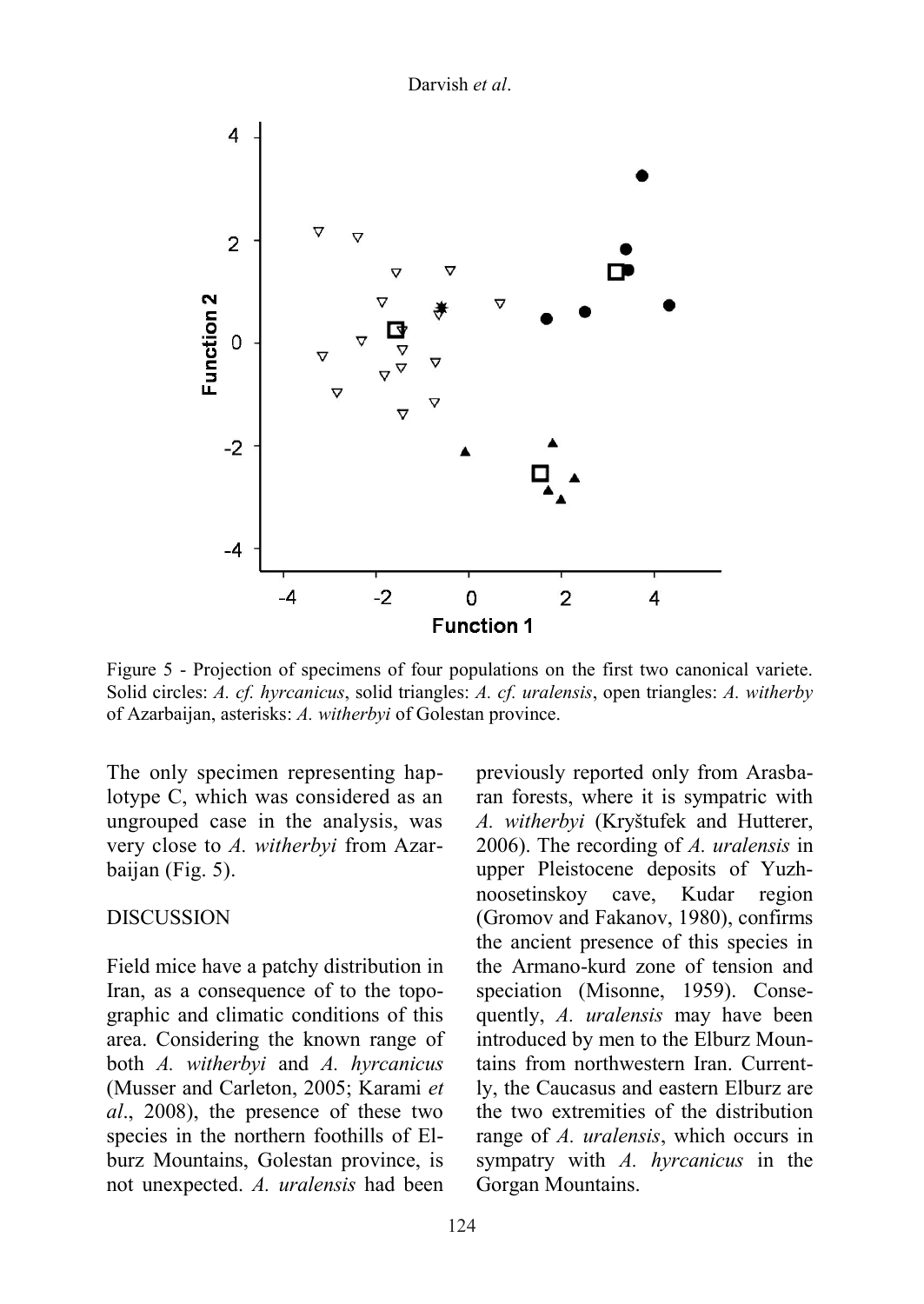Figure 5 - Projection of specimens of four populations on the first two canonical variete. Solid circles: *A. cf. hyrcanicus*, solid triangles: *A. cf. uralensis*, open triangles: *A. witherby* of Azarbaijan, asterisks: *A. witherbyi* of Golestan province.

The only specimen representing haplotype C, which was considered as an ungrouped case in the analysis, was very close to *A. witherbyi* from Azarbaijan (Fig. 5).

## DISCUSSION

Field mice have a patchy distribution in Iran, as a consequence of to the topographic and climatic conditions of this area. Considering the known range of both *A. witherbyi* and *A. hyrcanicus* (Musser and Carleton, 2005; Karami *et al*., 2008), the presence of these two species in the northern foothills of Elburz Mountains, Golestan province, is not unexpected. *A. uralensis* had been previously reported only from Arasbaran forests, where it is sympatric with *A. witherbyi* (Kryštufek and Hutterer, 2006). The recording of *A. uralensis* in upper Pleistocene deposits of Yuzhnoosetinskoy cave, Kudar region (Gromov and Fakanov, 1980), confirms the ancient presence of this species in the Armano-kurd zone of tension and speciation (Misonne, 1959). Consequently, *A. uralensis* may have been introduced by men to the Elburz Mountains from northwestern Iran. Currently, the Caucasus and eastern Elburz are the two extremities of the distribution range of *A. uralensis*, which occurs in sympatry with *A. hyrcanicus* in the Gorgan Mountains.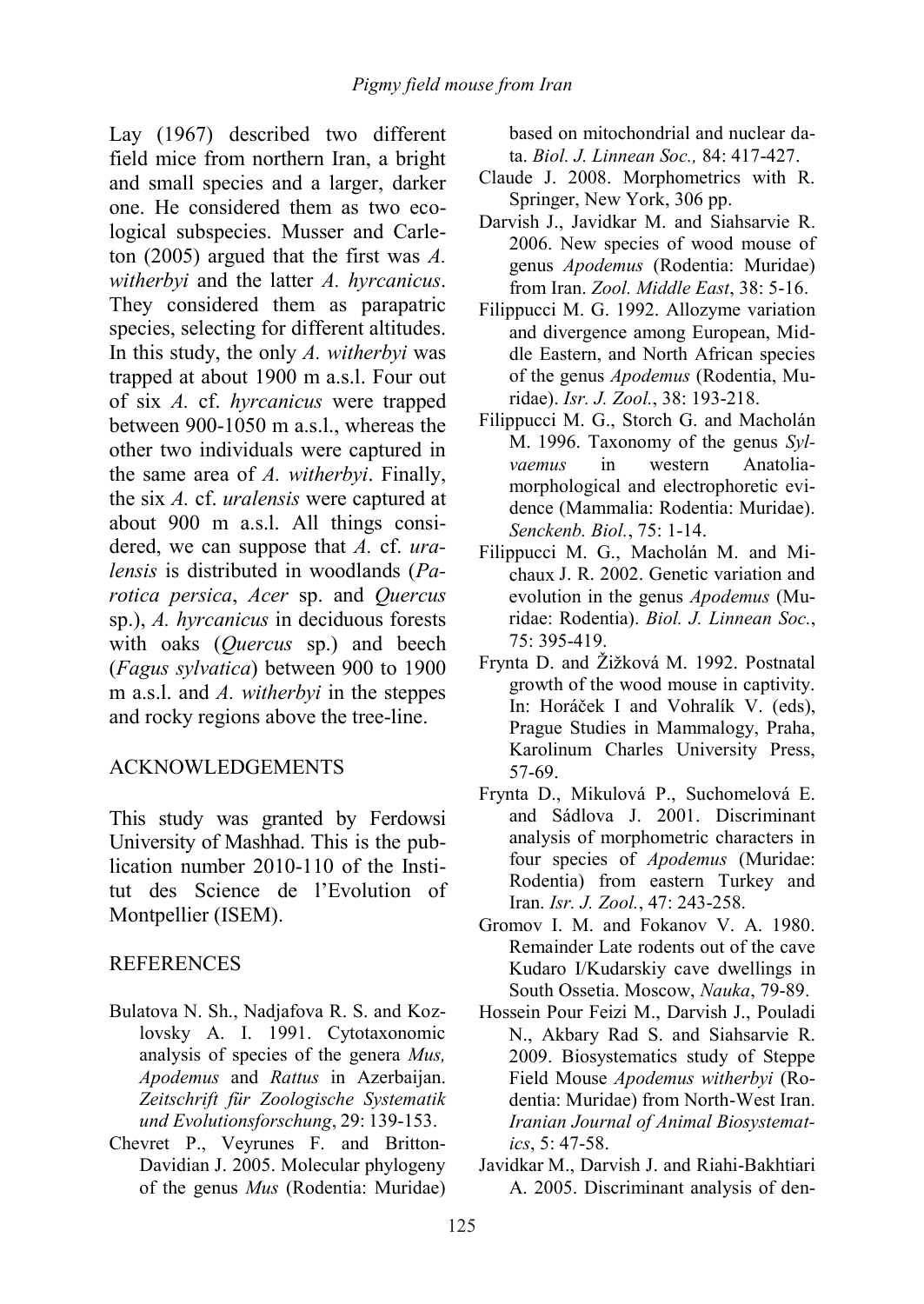Lay (1967) described two different field mice from northern Iran, a bright and small species and a larger, darker one. He considered them as two ecological subspecies. Musser and Carleton (2005) argued that the first was *A. witherbyi* and the latter *A. hyrcanicus*. They considered them as parapatric species, selecting for different altitudes. In this study, the only *A. witherbyi* was trapped at about 1900 m a.s.l. Four out of six *A.* cf. *hyrcanicus* were trapped between 900-1050 m a.s.l., whereas the other two individuals were captured in the same area of *A. witherbyi*. Finally, the six *A.* cf. *uralensis* were captured at about 900 m a.s.l. All things considered, we can suppose that *A.* cf. *uralensis* is distributed in woodlands (*Parotica persica*, *Acer* sp. and *Quercus* sp.), *A. hyrcanicus* in deciduous forests with oaks (*Quercus* sp.) and beech (*Fagus sylvatica*) between 900 to 1900 m a.s.l. and *A. witherbyi* in the steppes and rocky regions above the tree-line.

## ACKNOWLEDGEMENTS

This study was granted by Ferdowsi University of Mashhad. This is the publication number 2010-110 of the Institut des Science de l'Evolution of Montpellier (ISEM).

## REFERENCES

Bulatova N. Sh., Nadjafova R. S. and Kozlovsky A. I. 1991. Cytotaxonomic analysis of species of the genera *Mus, Apodemus* and *Rattus* in Azerbaijan. *Zeitschrift für Zoologische Systematik und Evolutionsforschung*, 29: 139-153.

Chevret P., Veyrunes F. and Britton-Davidian J. 2005. Molecular phylogeny of the genus *Mus* (Rodentia: Muridae) based on mitochondrial and nuclear data. *Biol. J. Linnean Soc.,* 84: 417-427.

Claude J. 2008. Morphometrics with R. Springer, New York, 306 pp.

Darvish J., Javidkar M. and Siahsarvie R. 2006. New species of wood mouse of genus *Apodemus* (Rodentia: Muridae) from Iran. *Zool. Middle East*, 38: 5-16.

Filippucci M. G. 1992. Allozyme variation and divergence among European, Middle Eastern, and North African species of the genus *Apodemus* (Rodentia, Muridae). *Isr. J. Zool.*, 38: 193-218.

Filippucci M. G., Storch G. and Macholán M. 1996. Taxonomy of the genus *Sylvaemus* in western Anatolia-morphological and electrophoretic evidence (Mammalia: Rodentia: Muridae). *Senckenb. Biol.*, 75: 1-14.

Filippucci M. G., Macholán M. and Michaux J. R. 2002. Genetic variation and evolution in the genus *Apodemus* (Muridae: Rodentia). *Biol. J. Linnean Soc.*, 75: 395-419.

Frynta D. and Žižková M. 1992. Postnatal growth of the wood mouse in captivity. In: Horáček I and Vohralík V. (eds), Prague Studies in Mammalogy, Praha, Karolinum Charles University Press, 57-69.

Frynta D., Mikulová P., Suchomelová E. and Sádlova J. 2001. Discriminant analysis of morphometric characters in four species of *Apodemus* (Muridae: Rodentia) from eastern Turkey and Iran. *Isr. J. Zool.*, 47: 243-258.

Gromov I. M. and Fokanov V. A. 1980. Remainder Late rodents out of the cave Kudaro I/Kudarskiy cave dwellings in South Ossetia. Moscow, *Nauka*, 79-89.

Hossein Pour Feizi M., Darvish J., Pouladi N., Akbary Rad S. and Siahsarvie R. 2009. Biosystematics study of Steppe Field Mouse *Apodemus witherbyi* (Rodentia: Muridae) from North-West Iran. *Iranian Journal of Animal Biosystematics*, 5: 47-58.

Javidkar M., Darvish J. and Riahi-Bakhtiari A. 2005. Discriminant analysis of den-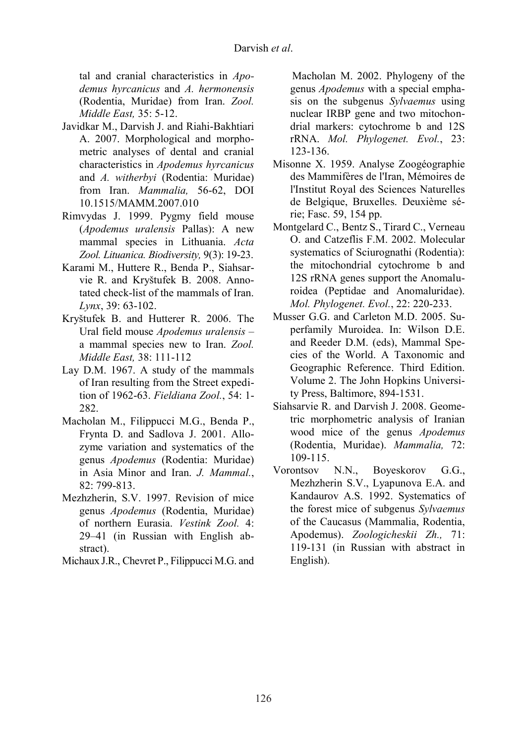tal and cranial characteristics in *Apodemus hyrcanicus* and *A. hermonensis* (Rodentia, Muridae) from Iran. *Zool. Middle East,* 35: 5-12.

Javidkar M., Darvish J. and Riahi-Bakhtiari A. 2007. Morphological and morphometric analyses of dental and cranial characteristics in *Apodemus hyrcanicus* and *A. witherbyi* (Rodentia: Muridae) from Iran. *Mammalia,* 56-62, DOI 10.1515/MAMM.2007.010

Rimvydas J. 1999. Pygmy field mouse (*Apodemus uralensis* Pallas): A new mammal species in Lithuania. *Acta Zool. Lituanica. Biodiversity,* 9(3): 19-23.

Karami M., Huttere R., Benda P., Siahsarvie R. and Kryštufek B. 2008. Annotated check-list of the mammals of Iran. *Lynx*, 39: 63-102.

Kryštufek B. and Hutterer R. 2006. The Ural field mouse *Apodemus uralensis* – a mammal species new to Iran. *Zool. Middle East,* 38: 111-112

Lay D.M. 1967. A study of the mammals of Iran resulting from the Street expedition of 1962-63. *Fieldiana Zool.*, 54: 1-282.

Macholan M., Filippucci M.G., Benda P., Frynta D. and Sadlova J. 2001. Allozyme variation and systematics of the genus *Apodemus* (Rodentia: Muridae) in Asia Minor and Iran. *J. Mammal.*, 82: 799-813.

Mezhzherin, S.V. 1997. Revision of mice genus *Apodemus* (Rodentia, Muridae) of northern Eurasia. *Vestink Zool.* 4: 29–41 (in Russian with English abstract).

Michaux J.R., Chevret P., Filippucci M.G. and Macholan M. 2002. Phylogeny of the genus *Apodemus* with a special emphasis on the subgenus *Sylvaemus* using nuclear IRBP gene and two mitochondrial markers: cytochrome b and 12S rRNA. *Mol. Phylogenet. Evol.*, 23: 123-136.

Misonne X. 1959. Analyse Zoogéographie des Mammifères de l'Iran, Mémoires de l'Institut Royal des Sciences Naturelles de Belgique, Bruxelles. Deuxième série; Fasc. 59, 154 pp.

Montgelard C., Bentz S., Tirard C., Verneau O. and Catzeflis F.M. 2002. Molecular systematics of Sciurognathi (Rodentia): the mitochondrial cytochrome b and 12S rRNA genes support the Anomaluroidea (Peptidae and Anomaluridae). *Mol. Phylogenet. Evol.*, 22: 220-233.

Musser G.G. and Carleton M.D. 2005. Superfamily Muroidea. In: Wilson D.E. and Reeder D.M. (eds), Mammal Species of the World. A Taxonomic and Geographic Reference. Third Edition. Volume 2. The John Hopkins University Press, Baltimore, 894-1531.

Siahsarvie R. and Darvish J. 2008. Geometric morphometric analysis of Iranian wood mice of the genus *Apodemus* (Rodentia, Muridae). *Mammalia,* 72: 109-115.

Vorontsov N.N., Boyeskorov G.G., Mezhzherin S.V., Lyapunova E.A. and Kandaurov A.S. 1992. Systematics of the forest mice of subgenus *Sylvaemus* of the Caucasus (Mammalia, Rodentia, Apodemus). *Zoologicheskii Zh.,* 71: 119-131 (in Russian with abstract in English).